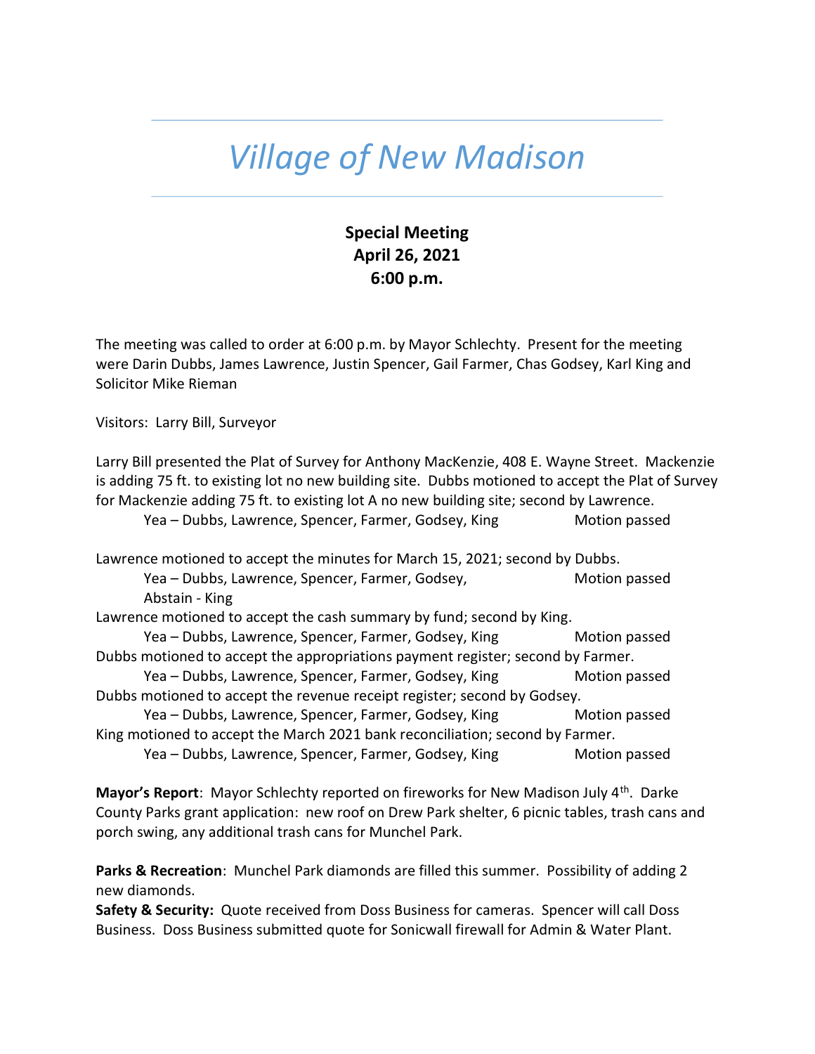# *Village of New Madison*

**Special Meeting**
**April 26, 2021**
**6:00 p.m.**

The meeting was called to order at 6:00 p.m. by Mayor Schlechty. Present for the meeting were Darin Dubbs, James Lawrence, Justin Spencer, Gail Farmer, Chas Godsey, Karl King and Solicitor Mike Rieman

Visitors: Larry Bill, Surveyor

Larry Bill presented the Plat of Survey for Anthony MacKenzie, 408 E. Wayne Street. Mackenzie is adding 75 ft. to existing lot no new building site. Dubbs motioned to accept the Plat of Survey for Mackenzie adding 75 ft. to existing lot A no new building site; second by Lawrence.

Yea – Dubbs, Lawrence, Spencer, Farmer, Godsey, King Motion passed

Lawrence motioned to accept the minutes for March 15, 2021; second by Dubbs.

Yea – Dubbs, Lawrence, Spencer, Farmer, Godsey, Motion passed
Abstain - King

Lawrence motioned to accept the cash summary by fund; second by King.

Yea – Dubbs, Lawrence, Spencer, Farmer, Godsey, King Motion passed

Dubbs motioned to accept the appropriations payment register; second by Farmer.

Yea – Dubbs, Lawrence, Spencer, Farmer, Godsey, King Motion passed

Dubbs motioned to accept the revenue receipt register; second by Godsey.

Yea – Dubbs, Lawrence, Spencer, Farmer, Godsey, King Motion passed

King motioned to accept the March 2021 bank reconciliation; second by Farmer.

Yea – Dubbs, Lawrence, Spencer, Farmer, Godsey, King Motion passed

**Mayor's Report**: Mayor Schlechty reported on fireworks for New Madison July 4th. Darke County Parks grant application: new roof on Drew Park shelter, 6 picnic tables, trash cans and porch swing, any additional trash cans for Munchel Park.

**Parks & Recreation**: Munchel Park diamonds are filled this summer. Possibility of adding 2 new diamonds.

**Safety & Security:** Quote received from Doss Business for cameras. Spencer will call Doss Business. Doss Business submitted quote for Sonicwall firewall for Admin & Water Plant.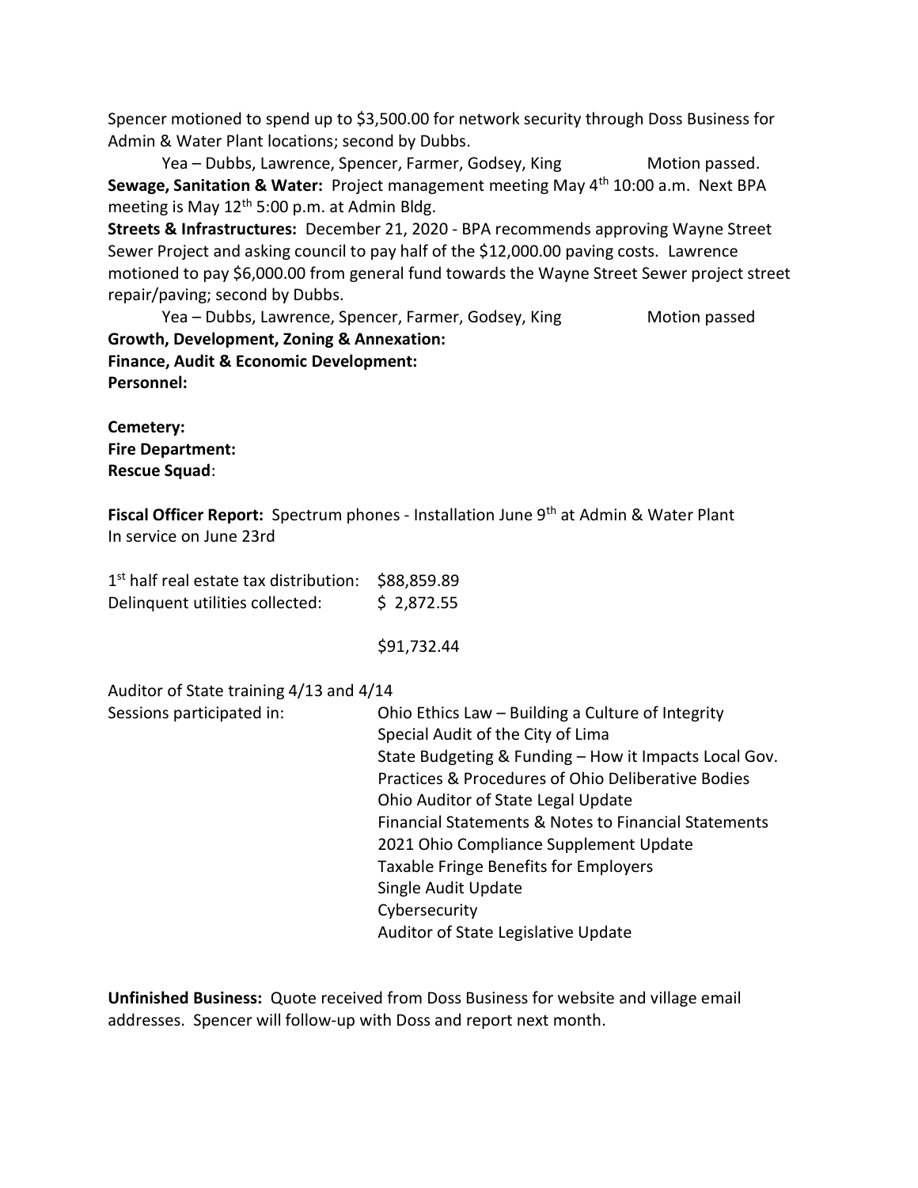Spencer motioned to spend up to $3,500.00 for network security through Doss Business for Admin & Water Plant locations; second by Dubbs.

Yea – Dubbs, Lawrence, Spencer, Farmer, Godsey, King          Motion passed.

**Sewage, Sanitation & Water:** Project management meeting May 4th 10:00 a.m. Next BPA meeting is May 12th 5:00 p.m. at Admin Bldg.

**Streets & Infrastructures:** December 21, 2020 - BPA recommends approving Wayne Street Sewer Project and asking council to pay half of the $12,000.00 paving costs. Lawrence motioned to pay $6,000.00 from general fund towards the Wayne Street Sewer project street repair/paving; second by Dubbs.

Yea – Dubbs, Lawrence, Spencer, Farmer, Godsey, King          Motion passed

**Growth, Development, Zoning & Annexation:**

**Finance, Audit & Economic Development:**

**Personnel:**

**Cemetery:**

**Fire Department:**

**Rescue Squad**:

**Fiscal Officer Report:** Spectrum phones - Installation June 9th at Admin & Water Plant
In service on June 23rd

| | |
|---|---|
| 1st half real estate tax distribution: | $88,859.89 |
| Delinquent utilities collected: | $ 2,872.55 |
| | $91,732.44 |

Auditor of State training 4/13 and 4/14

Sessions participated in:
- Ohio Ethics Law – Building a Culture of Integrity
- Special Audit of the City of Lima
- State Budgeting & Funding – How it Impacts Local Gov.
- Practices & Procedures of Ohio Deliberative Bodies
- Ohio Auditor of State Legal Update
- Financial Statements & Notes to Financial Statements
- 2021 Ohio Compliance Supplement Update
- Taxable Fringe Benefits for Employers
- Single Audit Update
- Cybersecurity
- Auditor of State Legislative Update

**Unfinished Business:** Quote received from Doss Business for website and village email addresses. Spencer will follow-up with Doss and report next month.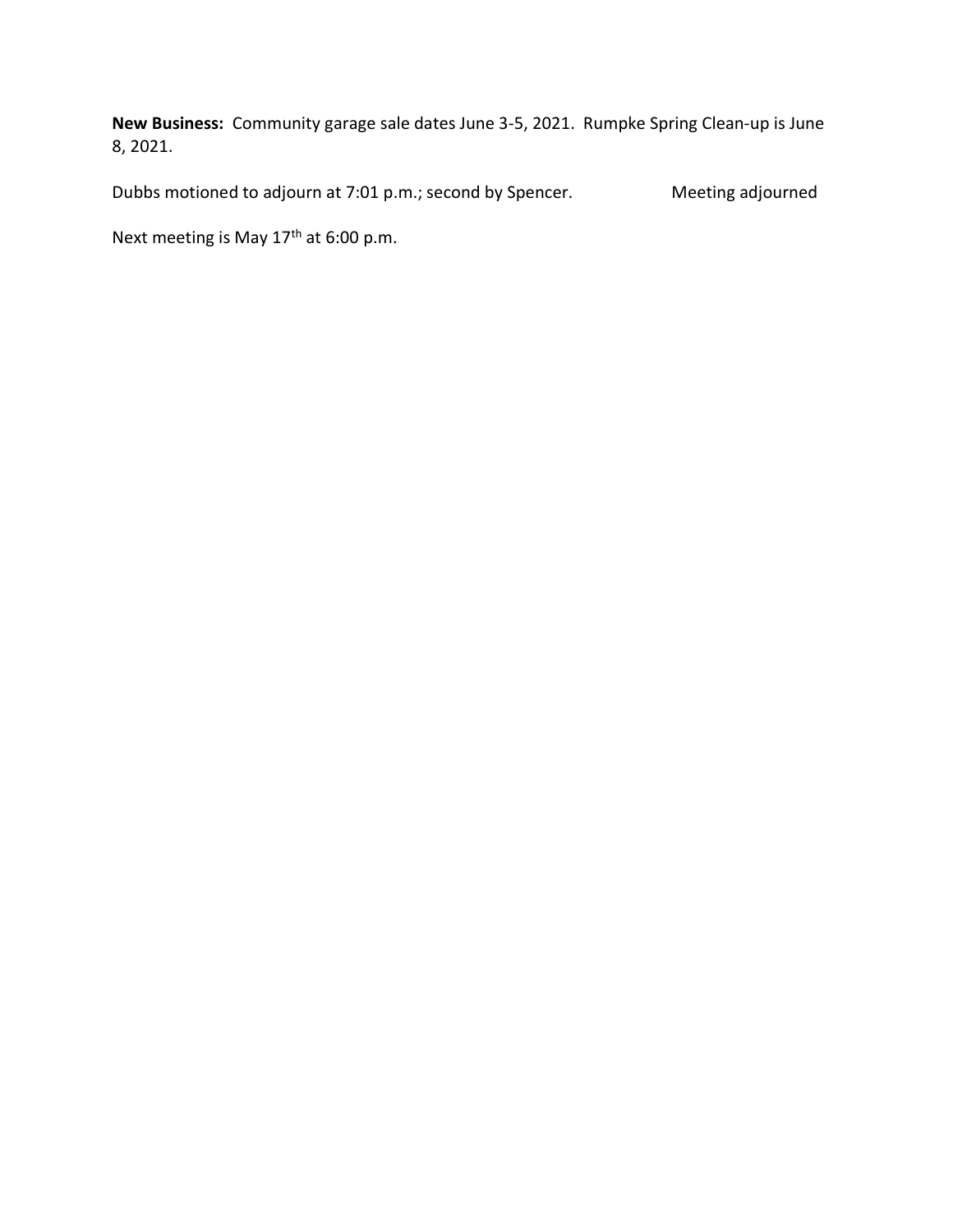**New Business:** Community garage sale dates June 3-5, 2021. Rumpke Spring Clean-up is June 8, 2021.

Dubbs motioned to adjourn at 7:01 p.m.; second by Spencer. Meeting adjourned

Next meeting is May 17th at 6:00 p.m.